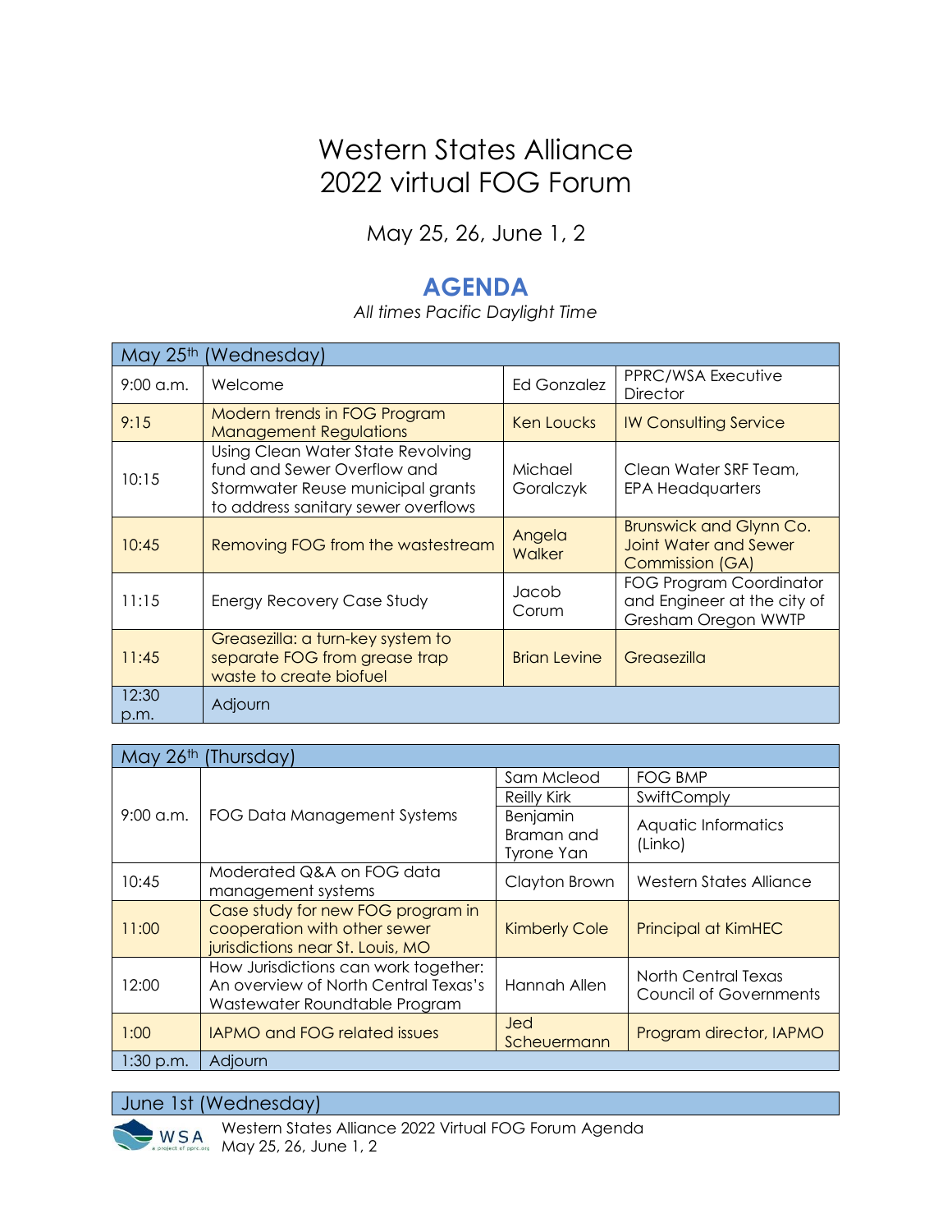# Western States Alliance 2022 virtual FOG Forum

May 25, 26, June 1, 2

## AGENDA

*All times Pacific Daylight Time*

| May 25th (Wednesday) | | | |
|---|---|---|---|
| 9:00 a.m. | Welcome | Ed Gonzalez | PPRC/WSA Executive Director |
| 9:15 | Modern trends in FOG Program Management Regulations | Ken Loucks | IW Consulting Service |
| 10:15 | Using Clean Water State Revolving fund and Sewer Overflow and Stormwater Reuse municipal grants to address sanitary sewer overflows | Michael Goralczyk | Clean Water SRF Team, EPA Headquarters |
| 10:45 | Removing FOG from the wastestream | Angela Walker | Brunswick and Glynn Co. Joint Water and Sewer Commission (GA) |
| 11:15 | Energy Recovery Case Study | Jacob Corum | FOG Program Coordinator and Engineer at the city of Gresham Oregon WWTP |
| 11:45 | Greasezilla: a turn-key system to separate FOG from grease trap waste to create biofuel | Brian Levine | Greasezilla |
| 12:30 p.m. | Adjourn | | |

| May 26th (Thursday) | | | |
|---|---|---|---|
| 9:00 a.m. | FOG Data Management Systems | Sam Mcleod | FOG BMP |
| | | Reilly Kirk | SwiftComply |
| | | Benjamin Braman and Tyrone Yan | Aquatic Informatics (Linko) |
| 10:45 | Moderated Q&A on FOG data management systems | Clayton Brown | Western States Alliance |
| 11:00 | Case study for new FOG program in cooperation with other sewer jurisdictions near St. Louis, MO | Kimberly Cole | Principal at KimHEC |
| 12:00 | How Jurisdictions can work together: An overview of North Central Texas's Wastewater Roundtable Program | Hannah Allen | North Central Texas Council of Governments |
| 1:00 | IAPMO and FOG related issues | Jed Scheuermann | Program director, IAPMO |
| 1:30 p.m. | Adjourn | | |

| June 1st (Wednesday) |
|---|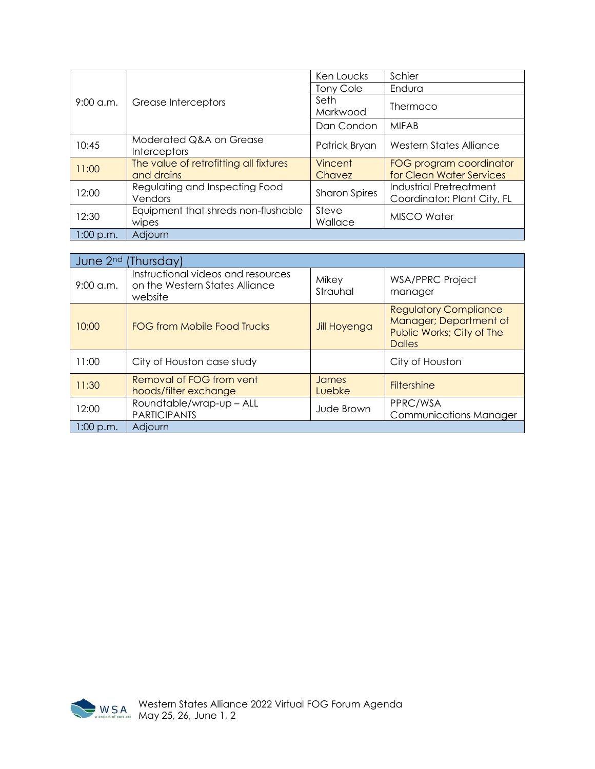| | | | |
|---|---|---|---|
| 9:00 a.m. | Grease Interceptors | Ken Loucks | Schier |
| | | Tony Cole | Endura |
| | | Seth Markwood | Thermaco |
| | | Dan Condon | MIFAB |
| 10:45 | Moderated Q&A on Grease Interceptors | Patrick Bryan | Western States Alliance |
| 11:00 | The value of retrofitting all fixtures and drains | Vincent Chavez | FOG program coordinator for Clean Water Services |
| 12:00 | Regulating and Inspecting Food Vendors | Sharon Spires | Industrial Pretreatment Coordinator; Plant City, FL |
| 12:30 | Equipment that shreds non-flushable wipes | Steve Wallace | MISCO Water |
| 1:00 p.m. | Adjourn | | |

| June 2nd (Thursday) | | | |
|---|---|---|---|
| 9:00 a.m. | Instructional videos and resources on the Western States Alliance website | Mikey Strauhal | WSA/PPRC Project manager |
| 10:00 | FOG from Mobile Food Trucks | Jill Hoyenga | Regulatory Compliance Manager; Department of Public Works; City of The Dalles |
| 11:00 | City of Houston case study | | City of Houston |
| 11:30 | Removal of FOG from vent hoods/filter exchange | James Luebke | Filtershine |
| 12:00 | Roundtable/wrap-up – ALL PARTICIPANTS | Jude Brown | PPRC/WSA Communications Manager |
| 1:00 p.m. | Adjourn | | |